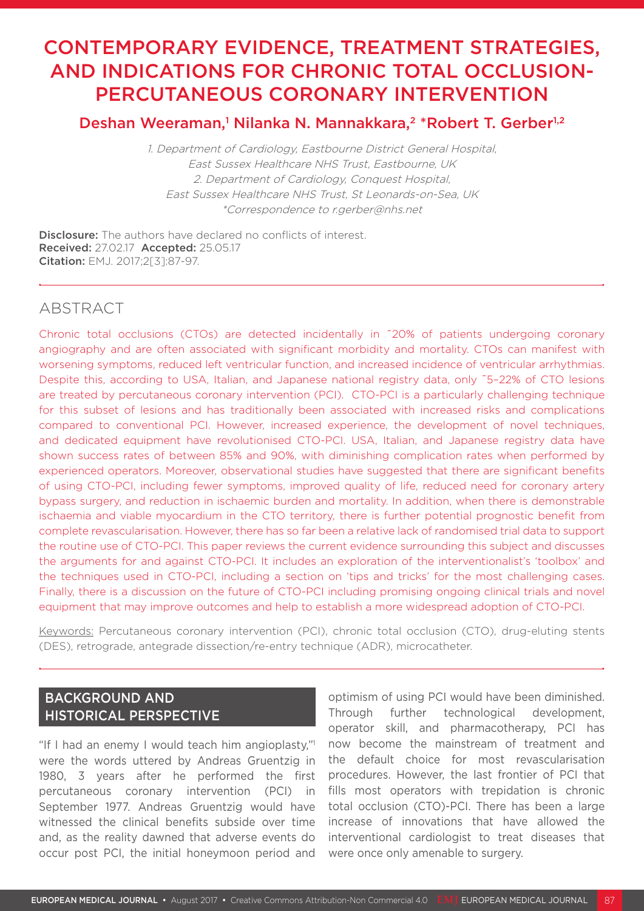# CONTEMPORARY EVIDENCE, TREATMENT STRATEGIES, AND INDICATIONS FOR CHRONIC TOTAL OCCLUSION-PERCUTANEOUS CORONARY INTERVENTION

**Deshan Weeraman,[1] Nilanka N. Mannakkara,[2] \*Robert T. Gerber[1,2]**

*1. Department of Cardiology, Eastbourne District General Hospital, East Sussex Healthcare NHS Trust, Eastbourne, UK*
*2. Department of Cardiology, Conquest Hospital, East Sussex Healthcare NHS Trust, St Leonards-on-Sea, UK*
*\*Correspondence to r.gerber@nhs.net*

**Disclosure:** The authors have declared no conflicts of interest.
**Received:** 27.02.17 **Accepted:** 25.05.17
**Citation:** EMJ. 2017;2[3]:87-97.

## ABSTRACT

Chronic total occlusions (CTOs) are detected incidentally in ~20% of patients undergoing coronary angiography and are often associated with significant morbidity and mortality. CTOs can manifest with worsening symptoms, reduced left ventricular function, and increased incidence of ventricular arrhythmias. Despite this, according to USA, Italian, and Japanese national registry data, only ~5–22% of CTO lesions are treated by percutaneous coronary intervention (PCI). CTO-PCI is a particularly challenging technique for this subset of lesions and has traditionally been associated with increased risks and complications compared to conventional PCI. However, increased experience, the development of novel techniques, and dedicated equipment have revolutionised CTO-PCI. USA, Italian, and Japanese registry data have shown success rates of between 85% and 90%, with diminishing complication rates when performed by experienced operators. Moreover, observational studies have suggested that there are significant benefits of using CTO-PCI, including fewer symptoms, improved quality of life, reduced need for coronary artery bypass surgery, and reduction in ischaemic burden and mortality. In addition, when there is demonstrable ischaemia and viable myocardium in the CTO territory, there is further potential prognostic benefit from complete revascularisation. However, there has so far been a relative lack of randomised trial data to support the routine use of CTO-PCI. This paper reviews the current evidence surrounding this subject and discusses the arguments for and against CTO-PCI. It includes an exploration of the interventionalist's 'toolbox' and the techniques used in CTO-PCI, including a section on 'tips and tricks' for the most challenging cases. Finally, there is a discussion on the future of CTO-PCI including promising ongoing clinical trials and novel equipment that may improve outcomes and help to establish a more widespread adoption of CTO-PCI.

Keywords: Percutaneous coronary intervention (PCI), chronic total occlusion (CTO), drug-eluting stents (DES), retrograde, antegrade dissection/re-entry technique (ADR), microcatheter.

## BACKGROUND AND HISTORICAL PERSPECTIVE

"If I had an enemy I would teach him angioplasty,"[1] were the words uttered by Andreas Gruentzig in 1980, 3 years after he performed the first percutaneous coronary intervention (PCI) in September 1977. Andreas Gruentzig would have witnessed the clinical benefits subside over time and, as the reality dawned that adverse events do occur post PCI, the initial honeymoon period and optimism of using PCI would have been diminished. Through further technological development, operator skill, and pharmacotherapy, PCI has now become the mainstream of treatment and the default choice for most revascularisation procedures. However, the last frontier of PCI that fills most operators with trepidation is chronic total occlusion (CTO)-PCI. There has been a large increase of innovations that have allowed the interventional cardiologist to treat diseases that were once only amenable to surgery.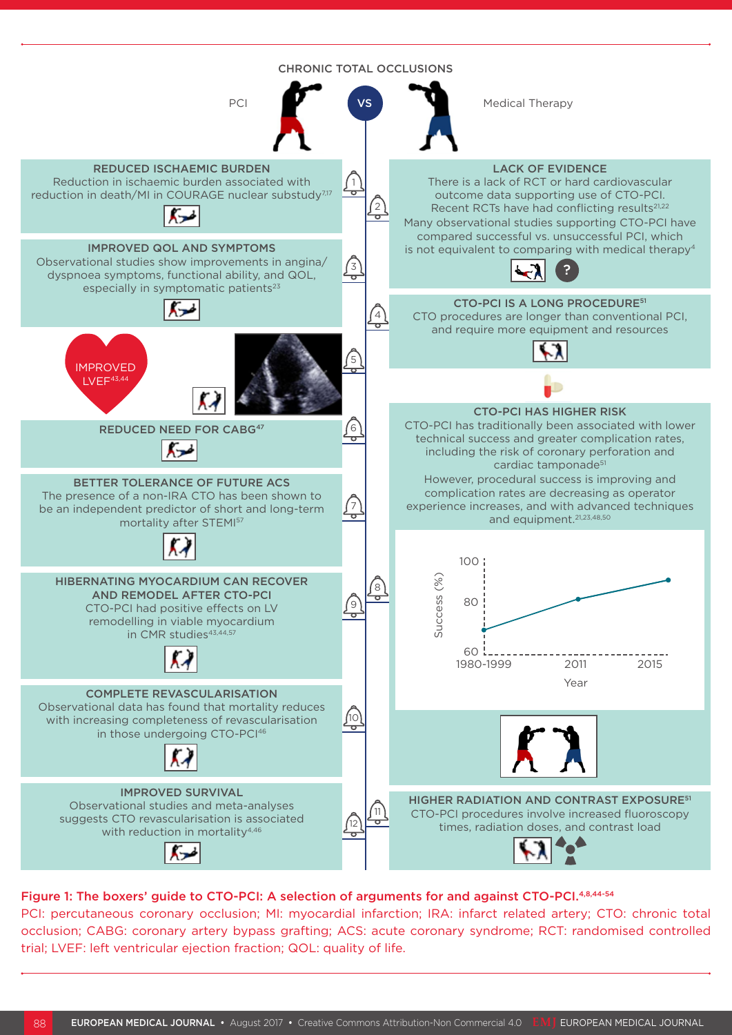## CHRONIC TOTAL OCCLUSIONS

PCI VS Medical Therapy

### PCI

**1. REDUCED ISCHAEMIC BURDEN**
Reduction in ischaemic burden associated with reduction in death/MI in COURAGE nuclear substudy[7,17]

**3. IMPROVED QOL AND SYMPTOMS**
Observational studies show improvements in angina/dyspnoea symptoms, functional ability, and QOL, especially in symptomatic patients[23]

**5. IMPROVED LVEF[43,44]**

**6. REDUCED NEED FOR CABG[47]**

**7. BETTER TOLERANCE OF FUTURE ACS**
The presence of a non-IRA CTO has been shown to be an independent predictor of short and long-term mortality after STEMI[57]

**9. HIBERNATING MYOCARDIUM CAN RECOVER AND REMODEL AFTER CTO-PCI**
CTO-PCI had positive effects on LV remodelling in viable myocardium in CMR studies[43,44,57]

**10. COMPLETE REVASCULARISATION**
Observational data has found that mortality reduces with increasing completeness of revascularisation in those undergoing CTO-PCI[46]

**12. IMPROVED SURVIVAL**
Observational studies and meta-analyses suggests CTO revascularisation is associated with reduction in mortality[4,46]

### Medical Therapy

**2. LACK OF EVIDENCE**
There is a lack of RCT or hard cardiovascular outcome data supporting use of CTO-PCI.
Recent RCTs have had conflicting results[21,22]
Many observational studies supporting CTO-PCI have compared successful vs. unsuccessful PCI, which is not equivalent to comparing with medical therapy[4]

**4. CTO-PCI IS A LONG PROCEDURE[51]**
CTO procedures are longer than conventional PCI, and require more equipment and resources

**8. CTO-PCI HAS HIGHER RISK**
CTO-PCI has traditionally been associated with lower technical success and greater complication rates, including the risk of coronary perforation and cardiac tamponade[51]
However, procedural success is improving and complication rates are decreasing as operator experience increases, and with advanced techniques and equipment.[21,23,48,50]

Success (%): 100, 80, 60 — Year: 1980-1999, 2011, 2015

**11. HIGHER RADIATION AND CONTRAST EXPOSURE[51]**
CTO-PCI procedures involve increased fluoroscopy times, radiation doses, and contrast load

**Figure 1: The boxers' guide to CTO-PCI: A selection of arguments for and against CTO-PCI.[4,8,44-54]**
PCI: percutaneous coronary occlusion; MI: myocardial infarction; IRA: infarct related artery; CTO: chronic total occlusion; CABG: coronary artery bypass grafting; ACS: acute coronary syndrome; RCT: randomised controlled trial; LVEF: left ventricular ejection fraction; QOL: quality of life.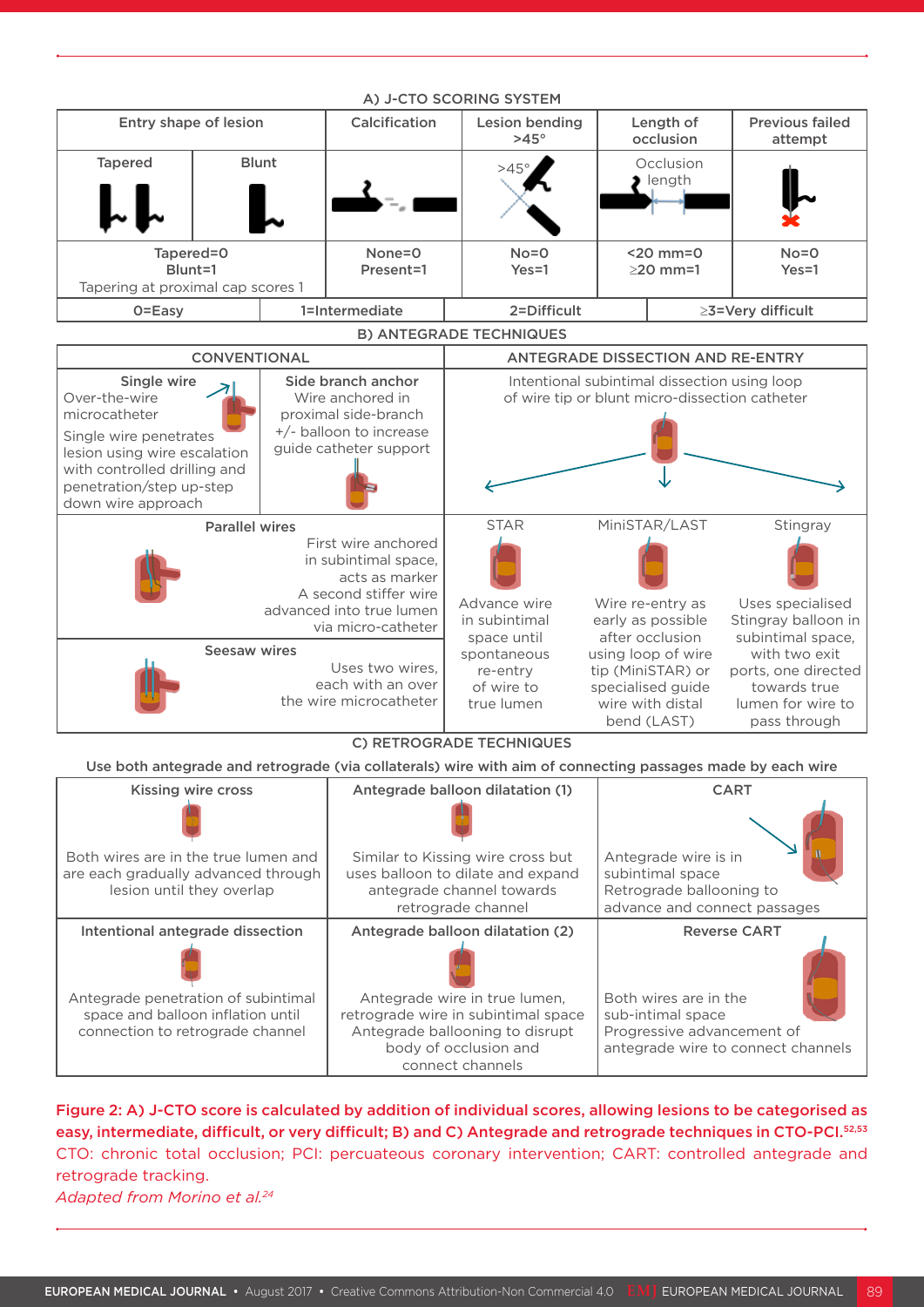**A) J-CTO SCORING SYSTEM**

| Entry shape of lesion | | Calcification | Lesion bending >45° | Length of occlusion | Previous failed attempt |
|---|---|---|---|---|---|
| Tapered | Blunt | | >45° | Occlusion length | |
| Tapered=0<br>Blunt=1<br>Tapering at proximal cap scores 1 | | None=0<br>Present=1 | No=0<br>Yes=1 | <20 mm=0<br>≥20 mm=1 | No=0<br>Yes=1 |

| 0=Easy | 1=Intermediate | 2=Difficult | ≥3=Very difficult |
|---|---|---|---|

**B) ANTEGRADE TECHNIQUES**

**CONVENTIONAL**

| Technique | Description |
|---|---|
| Single wire | Over-the-wire microcatheter<br>Single wire penetrates lesion using wire escalation with controlled drilling and penetration/step up-step down wire approach |
| Side branch anchor | Wire anchored in proximal side-branch +/- balloon to increase guide catheter support |
| Parallel wires | First wire anchored in subintimal space, acts as marker<br>A second stiffer wire advanced into true lumen via micro-catheter |
| Seesaw wires | Uses two wires, each with an over the wire microcatheter |

**ANTEGRADE DISSECTION AND RE-ENTRY**

Intentional subintimal dissection using loop of wire tip or blunt micro-dissection catheter

| STAR | MiniSTAR/LAST | Stingray |
|---|---|---|
| Advance wire in subintimal space until spontaneous re-entry of wire to true lumen | Wire re-entry as early as possible after occlusion using loop of wire tip (MiniSTAR) or specialised guide wire with distal bend (LAST) | Uses specialised Stingray balloon in subintimal space, with two exit ports, one directed towards true lumen for wire to pass through |

**C) RETROGRADE TECHNIQUES**

Use both antegrade and retrograde (via collaterals) wire with aim of connecting passages made by each wire

| Kissing wire cross | Antegrade balloon dilatation (1) | CART |
|---|---|---|
| Both wires are in the true lumen and are each gradually advanced through lesion until they overlap | Similar to Kissing wire cross but uses balloon to dilate and expand antegrade channel towards retrograde channel | Antegrade wire is in subintimal space<br>Retrograde ballooning to advance and connect passages |
| **Intentional antegrade dissection** | **Antegrade balloon dilatation (2)** | **Reverse CART** |
| Antegrade penetration of subintimal space and balloon inflation until connection to retrograde channel | Antegrade wire in true lumen, retrograde wire in subintimal space<br>Antegrade ballooning to disrupt body of occlusion and connect channels | Both wires are in the sub-intimal space<br>Progressive advancement of antegrade wire to connect channels |

**Figure 2: A) J-CTO score is calculated by addition of individual scores, allowing lesions to be categorised as easy, intermediate, difficult, or very difficult; B) and C) Antegrade and retrograde techniques in CTO-PCI.[52,53]**

CTO: chronic total occlusion; PCI: percuateous coronary intervention; CART: controlled antegrade and retrograde tracking.

*Adapted from Morino et al.[24]*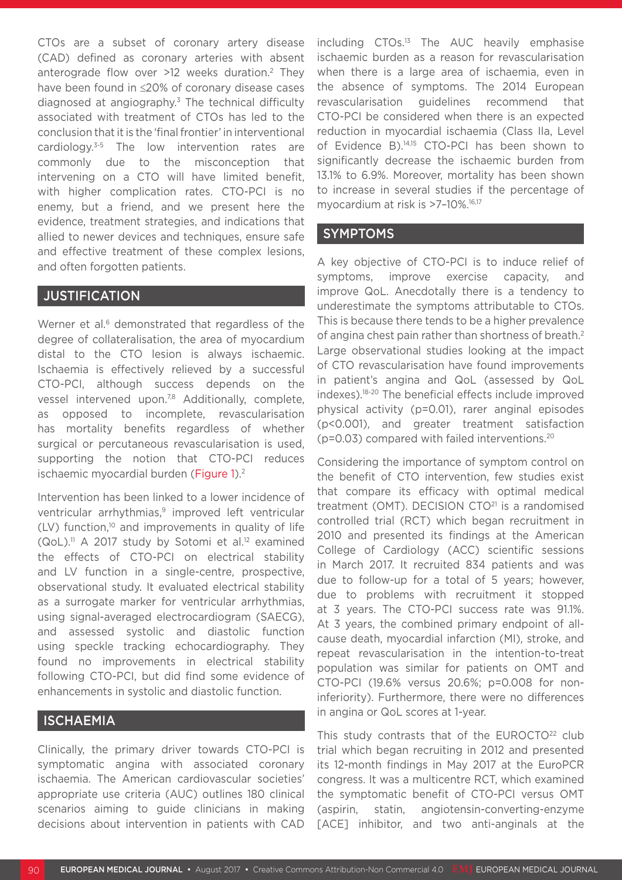CTOs are a subset of coronary artery disease (CAD) defined as coronary arteries with absent anterograde flow over >12 weeks duration.[2] They have been found in ≤20% of coronary disease cases diagnosed at angiography.[3] The technical difficulty associated with treatment of CTOs has led to the conclusion that it is the 'final frontier' in interventional cardiology.[3-5] The low intervention rates are commonly due to the misconception that intervening on a CTO will have limited benefit, with higher complication rates. CTO-PCI is no enemy, but a friend, and we present here the evidence, treatment strategies, and indications that allied to newer devices and techniques, ensure safe and effective treatment of these complex lesions, and often forgotten patients.

## JUSTIFICATION

Werner et al.[6] demonstrated that regardless of the degree of collateralisation, the area of myocardium distal to the CTO lesion is always ischaemic. Ischaemia is effectively relieved by a successful CTO-PCI, although success depends on the vessel intervened upon.[7,8] Additionally, complete, as opposed to incomplete, revascularisation has mortality benefits regardless of whether surgical or percutaneous revascularisation is used, supporting the notion that CTO-PCI reduces ischaemic myocardial burden (Figure 1).[2]

Intervention has been linked to a lower incidence of ventricular arrhythmias,[9] improved left ventricular (LV) function,[10] and improvements in quality of life (QoL).[11] A 2017 study by Sotomi et al.[12] examined the effects of CTO-PCI on electrical stability and LV function in a single-centre, prospective, observational study. It evaluated electrical stability as a surrogate marker for ventricular arrhythmias, using signal-averaged electrocardiogram (SAECG), and assessed systolic and diastolic function using speckle tracking echocardiography. They found no improvements in electrical stability following CTO-PCI, but did find some evidence of enhancements in systolic and diastolic function.

## ISCHAEMIA

Clinically, the primary driver towards CTO-PCI is symptomatic angina with associated coronary ischaemia. The American cardiovascular societies' appropriate use criteria (AUC) outlines 180 clinical scenarios aiming to guide clinicians in making decisions about intervention in patients with CAD including CTOs.[13] The AUC heavily emphasise ischaemic burden as a reason for revascularisation when there is a large area of ischaemia, even in the absence of symptoms. The 2014 European revascularisation guidelines recommend that CTO-PCI be considered when there is an expected reduction in myocardial ischaemia (Class IIa, Level of Evidence B).[14,15] CTO-PCI has been shown to significantly decrease the ischaemic burden from 13.1% to 6.9%. Moreover, mortality has been shown to increase in several studies if the percentage of myocardium at risk is >7–10%.[16,17]

## SYMPTOMS

A key objective of CTO-PCI is to induce relief of symptoms, improve exercise capacity, and improve QoL. Anecdotally there is a tendency to underestimate the symptoms attributable to CTOs. This is because there tends to be a higher prevalence of angina chest pain rather than shortness of breath.[2] Large observational studies looking at the impact of CTO revascularisation have found improvements in patient's angina and QoL (assessed by QoL indexes).[18-20] The beneficial effects include improved physical activity ($p=0.01$), rarer anginal episodes ($p<0.001$), and greater treatment satisfaction ($p=0.03$) compared with failed interventions.[20]

Considering the importance of symptom control on the benefit of CTO intervention, few studies exist that compare its efficacy with optimal medical treatment (OMT). DECISION CTO[21] is a randomised controlled trial (RCT) which began recruitment in 2010 and presented its findings at the American College of Cardiology (ACC) scientific sessions in March 2017. It recruited 834 patients and was due to follow-up for a total of 5 years; however, due to problems with recruitment it stopped at 3 years. The CTO-PCI success rate was 91.1%. At 3 years, the combined primary endpoint of all-cause death, myocardial infarction (MI), stroke, and repeat revascularisation in the intention-to-treat population was similar for patients on OMT and CTO-PCI (19.6% versus 20.6%; $p=0.008$ for non-inferiority). Furthermore, there were no differences in angina or QoL scores at 1-year.

This study contrasts that of the EUROCTO[22] club trial which began recruiting in 2012 and presented its 12-month findings in May 2017 at the EuroPCR congress. It was a multicentre RCT, which examined the symptomatic benefit of CTO-PCI versus OMT (aspirin, statin, angiotensin-converting-enzyme [ACE] inhibitor, and two anti-anginals at the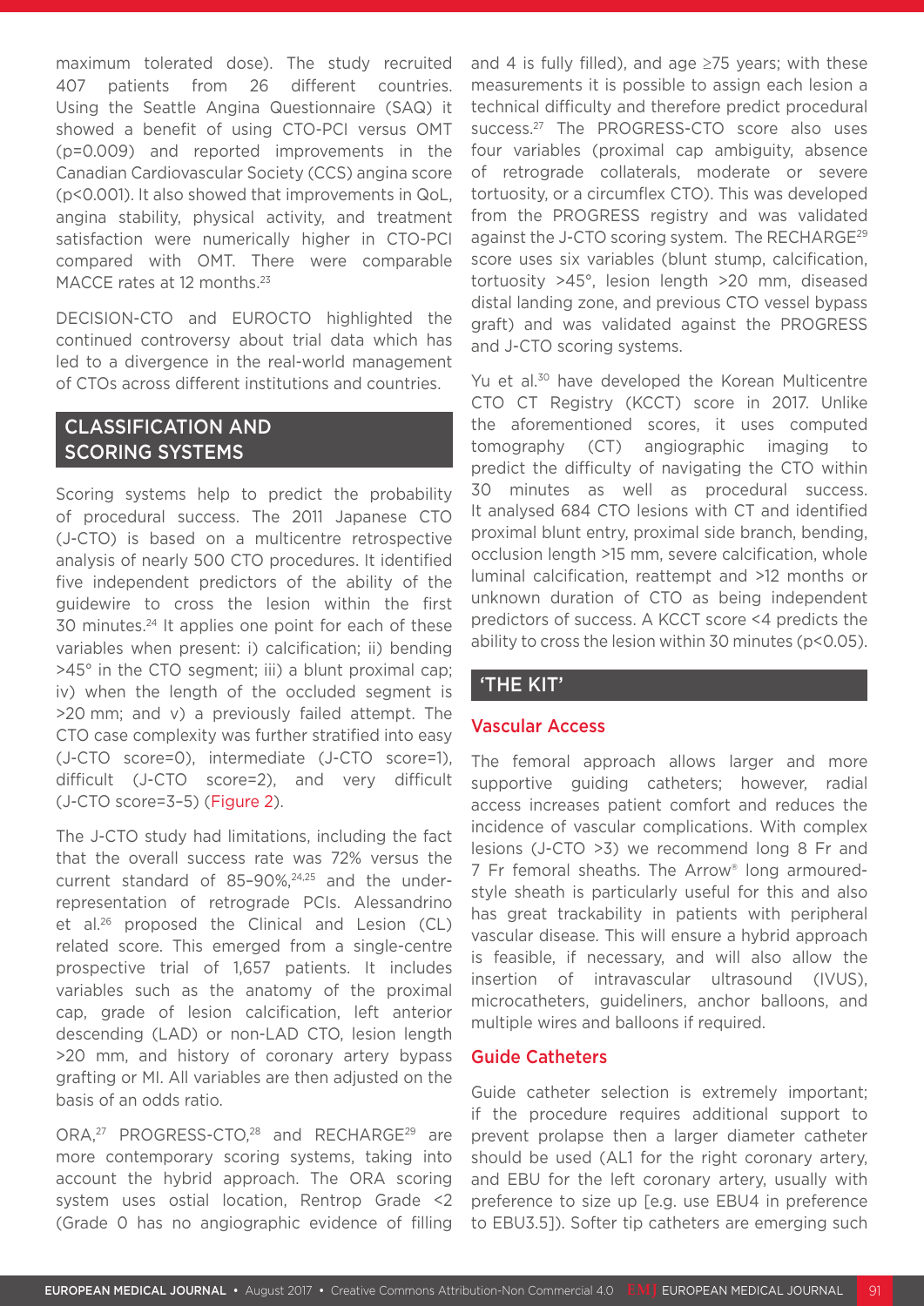maximum tolerated dose). The study recruited 407 patients from 26 different countries. Using the Seattle Angina Questionnaire (SAQ) it showed a benefit of using CTO-PCI versus OMT (p=0.009) and reported improvements in the Canadian Cardiovascular Society (CCS) angina score (p<0.001). It also showed that improvements in QoL, angina stability, physical activity, and treatment satisfaction were numerically higher in CTO-PCI compared with OMT. There were comparable MACCE rates at 12 months.[23]

DECISION-CTO and EUROCTO highlighted the continued controversy about trial data which has led to a divergence in the real-world management of CTOs across different institutions and countries.

## CLASSIFICATION AND SCORING SYSTEMS

Scoring systems help to predict the probability of procedural success. The 2011 Japanese CTO (J-CTO) is based on a multicentre retrospective analysis of nearly 500 CTO procedures. It identified five independent predictors of the ability of the guidewire to cross the lesion within the first 30 minutes.[24] It applies one point for each of these variables when present: i) calcification; ii) bending >45° in the CTO segment; iii) a blunt proximal cap; iv) when the length of the occluded segment is >20 mm; and v) a previously failed attempt. The CTO case complexity was further stratified into easy (J-CTO score=0), intermediate (J-CTO score=1), difficult (J-CTO score=2), and very difficult (J-CTO score=3–5) (Figure 2).

The J-CTO study had limitations, including the fact that the overall success rate was 72% versus the current standard of 85–90%,[24,25] and the under-representation of retrograde PCIs. Alessandrino et al.[26] proposed the Clinical and Lesion (CL) related score. This emerged from a single-centre prospective trial of 1,657 patients. It includes variables such as the anatomy of the proximal cap, grade of lesion calcification, left anterior descending (LAD) or non-LAD CTO, lesion length >20 mm, and history of coronary artery bypass grafting or MI. All variables are then adjusted on the basis of an odds ratio.

ORA,[27] PROGRESS-CTO,[28] and RECHARGE[29] are more contemporary scoring systems, taking into account the hybrid approach. The ORA scoring system uses ostial location, Rentrop Grade <2 (Grade 0 has no angiographic evidence of filling and 4 is fully filled), and age ≥75 years; with these measurements it is possible to assign each lesion a technical difficulty and therefore predict procedural success.[27] The PROGRESS-CTO score also uses four variables (proximal cap ambiguity, absence of retrograde collaterals, moderate or severe tortuosity, or a circumflex CTO). This was developed from the PROGRESS registry and was validated against the J-CTO scoring system. The RECHARGE[29] score uses six variables (blunt stump, calcification, tortuosity >45°, lesion length >20 mm, diseased distal landing zone, and previous CTO vessel bypass graft) and was validated against the PROGRESS and J-CTO scoring systems.

Yu et al.[30] have developed the Korean Multicentre CTO CT Registry (KCCT) score in 2017. Unlike the aforementioned scores, it uses computed tomography (CT) angiographic imaging to predict the difficulty of navigating the CTO within 30 minutes as well as procedural success. It analysed 684 CTO lesions with CT and identified proximal blunt entry, proximal side branch, bending, occlusion length >15 mm, severe calcification, whole luminal calcification, reattempt and >12 months or unknown duration of CTO as being independent predictors of success. A KCCT score <4 predicts the ability to cross the lesion within 30 minutes (p<0.05).

## 'THE KIT'

### Vascular Access

The femoral approach allows larger and more supportive guiding catheters; however, radial access increases patient comfort and reduces the incidence of vascular complications. With complex lesions (J-CTO >3) we recommend long 8 Fr and 7 Fr femoral sheaths. The Arrow® long armoured-style sheath is particularly useful for this and also has great trackability in patients with peripheral vascular disease. This will ensure a hybrid approach is feasible, if necessary, and will also allow the insertion of intravascular ultrasound (IVUS), microcatheters, guideliners, anchor balloons, and multiple wires and balloons if required.

### Guide Catheters

Guide catheter selection is extremely important; if the procedure requires additional support to prevent prolapse then a larger diameter catheter should be used (AL1 for the right coronary artery, and EBU for the left coronary artery, usually with preference to size up [e.g. use EBU4 in preference to EBU3.5]). Softer tip catheters are emerging such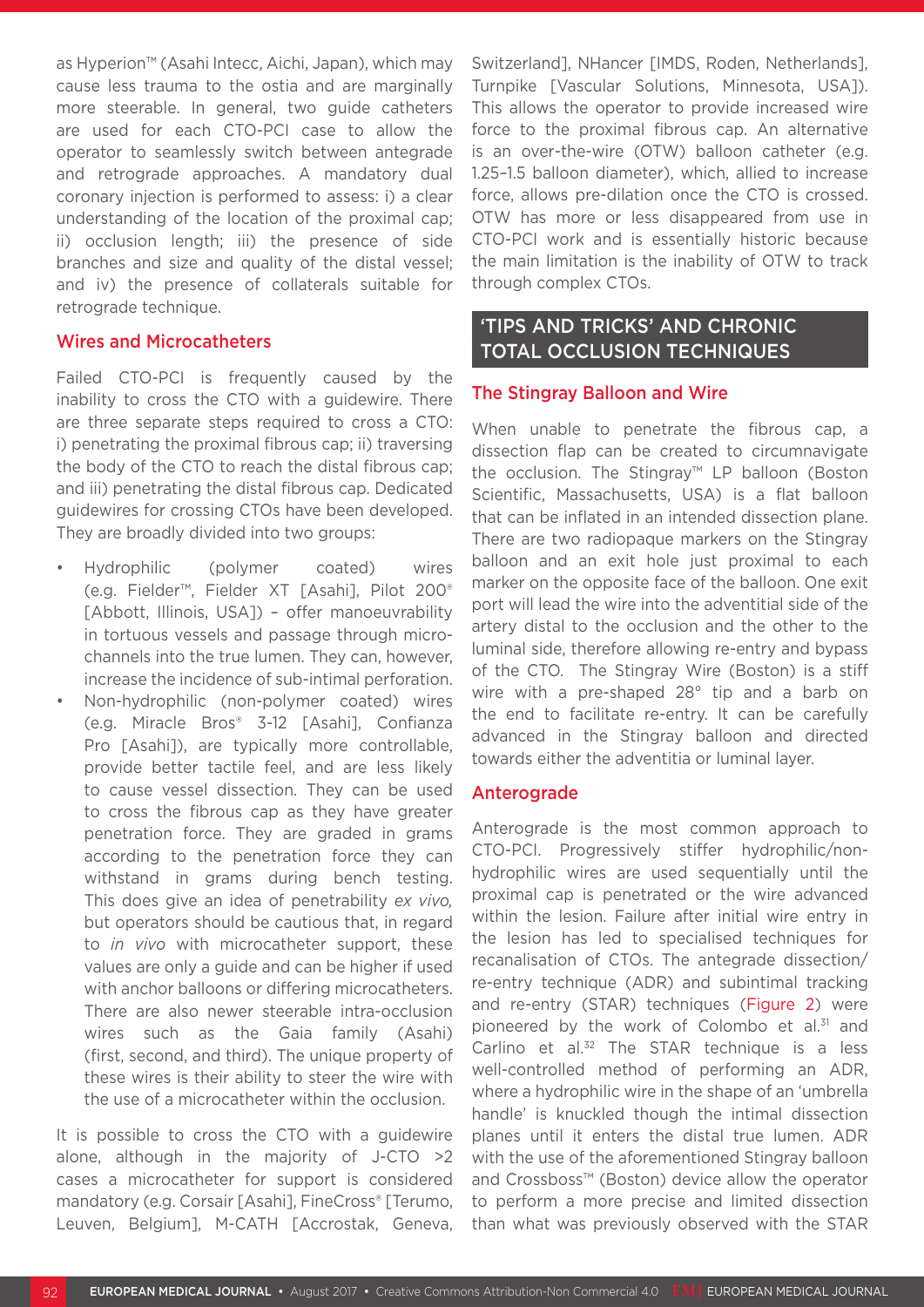as Hyperion™ (Asahi Intecc, Aichi, Japan), which may cause less trauma to the ostia and are marginally more steerable. In general, two guide catheters are used for each CTO-PCI case to allow the operator to seamlessly switch between antegrade and retrograde approaches. A mandatory dual coronary injection is performed to assess: i) a clear understanding of the location of the proximal cap; ii) occlusion length; iii) the presence of side branches and size and quality of the distal vessel; and iv) the presence of collaterals suitable for retrograde technique.

### Wires and Microcatheters

Failed CTO-PCI is frequently caused by the inability to cross the CTO with a guidewire. There are three separate steps required to cross a CTO: i) penetrating the proximal fibrous cap; ii) traversing the body of the CTO to reach the distal fibrous cap; and iii) penetrating the distal fibrous cap. Dedicated guidewires for crossing CTOs have been developed. They are broadly divided into two groups:

- Hydrophilic (polymer coated) wires (e.g. Fielder™, Fielder XT [Asahi], Pilot 200® [Abbott, Illinois, USA]) – offer manoeuvrability in tortuous vessels and passage through micro-channels into the true lumen. They can, however, increase the incidence of sub-intimal perforation.
- Non-hydrophilic (non-polymer coated) wires (e.g. Miracle Bros® 3-12 [Asahi], Confianza Pro [Asahi]), are typically more controllable, provide better tactile feel, and are less likely to cause vessel dissection. They can be used to cross the fibrous cap as they have greater penetration force. They are graded in grams according to the penetration force they can withstand in grams during bench testing. This does give an idea of penetrability *ex vivo*, but operators should be cautious that, in regard to *in vivo* with microcatheter support, these values are only a guide and can be higher if used with anchor balloons or differing microcatheters. There are also newer steerable intra-occlusion wires such as the Gaia family (Asahi) (first, second, and third). The unique property of these wires is their ability to steer the wire with the use of a microcatheter within the occlusion.

It is possible to cross the CTO with a guidewire alone, although in the majority of J-CTO >2 cases a microcatheter for support is considered mandatory (e.g. Corsair [Asahi], FineCross® [Terumo, Leuven, Belgium], M-CATH [Accrostak, Geneva, Switzerland], NHancer [IMDS, Roden, Netherlands], Turnpike [Vascular Solutions, Minnesota, USA]). This allows the operator to provide increased wire force to the proximal fibrous cap. An alternative is an over-the-wire (OTW) balloon catheter (e.g. 1.25–1.5 balloon diameter), which, allied to increase force, allows pre-dilation once the CTO is crossed. OTW has more or less disappeared from use in CTO-PCI work and is essentially historic because the main limitation is the inability of OTW to track through complex CTOs.

## 'TIPS AND TRICKS' AND CHRONIC TOTAL OCCLUSION TECHNIQUES

### The Stingray Balloon and Wire

When unable to penetrate the fibrous cap, a dissection flap can be created to circumnavigate the occlusion. The Stingray™ LP balloon (Boston Scientific, Massachusetts, USA) is a flat balloon that can be inflated in an intended dissection plane. There are two radiopaque markers on the Stingray balloon and an exit hole just proximal to each marker on the opposite face of the balloon. One exit port will lead the wire into the adventitial side of the artery distal to the occlusion and the other to the luminal side, therefore allowing re-entry and bypass of the CTO. The Stingray Wire (Boston) is a stiff wire with a pre-shaped 28° tip and a barb on the end to facilitate re-entry. It can be carefully advanced in the Stingray balloon and directed towards either the adventitia or luminal layer.

### Anterograde

Anterograde is the most common approach to CTO-PCI. Progressively stiffer hydrophilic/non-hydrophilic wires are used sequentially until the proximal cap is penetrated or the wire advanced within the lesion. Failure after initial wire entry in the lesion has led to specialised techniques for recanalisation of CTOs. The antegrade dissection/re-entry technique (ADR) and subintimal tracking and re-entry (STAR) techniques (Figure 2) were pioneered by the work of Colombo et al.[31] and Carlino et al.[32] The STAR technique is a less well-controlled method of performing an ADR, where a hydrophilic wire in the shape of an 'umbrella handle' is knuckled though the intimal dissection planes until it enters the distal true lumen. ADR with the use of the aforementioned Stingray balloon and Crossboss™ (Boston) device allow the operator to perform a more precise and limited dissection than what was previously observed with the STAR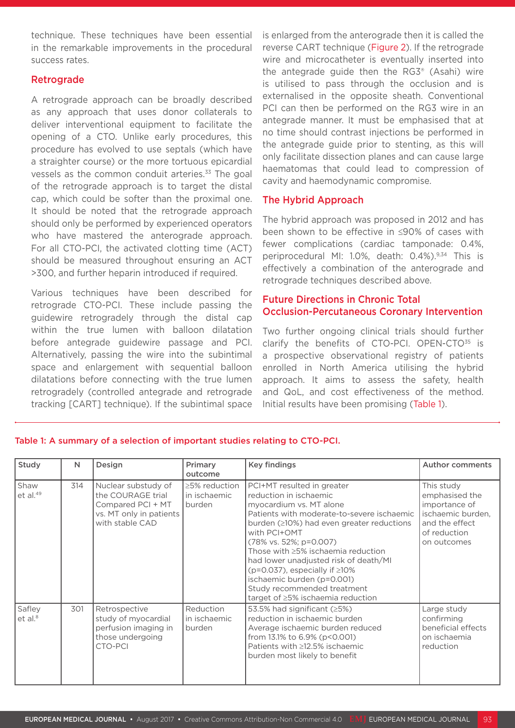technique. These techniques have been essential in the remarkable improvements in the procedural success rates.

### Retrograde

A retrograde approach can be broadly described as any approach that uses donor collaterals to deliver interventional equipment to facilitate the opening of a CTO. Unlike early procedures, this procedure has evolved to use septals (which have a straighter course) or the more tortuous epicardial vessels as the common conduit arteries.[33] The goal of the retrograde approach is to target the distal cap, which could be softer than the proximal one. It should be noted that the retrograde approach should only be performed by experienced operators who have mastered the anterograde approach. For all CTO-PCI, the activated clotting time (ACT) should be measured throughout ensuring an ACT >300, and further heparin introduced if required.

Various techniques have been described for retrograde CTO-PCI. These include passing the guidewire retrogradely through the distal cap within the true lumen with balloon dilatation before antegrade guidewire passage and PCI. Alternatively, passing the wire into the subintimal space and enlargement with sequential balloon dilatations before connecting with the true lumen retrogradely (controlled antegrade and retrograde tracking [CART] technique). If the subintimal space is enlarged from the anterograde then it is called the reverse CART technique (Figure 2). If the retrograde wire and microcatheter is eventually inserted into the antegrade guide then the RG3® (Asahi) wire is utilised to pass through the occlusion and is externalised in the opposite sheath. Conventional PCI can then be performed on the RG3 wire in an antegrade manner. It must be emphasised that at no time should contrast injections be performed in the antegrade guide prior to stenting, as this will only facilitate dissection planes and can cause large haematomas that could lead to compression of cavity and haemodynamic compromise.

### The Hybrid Approach

The hybrid approach was proposed in 2012 and has been shown to be effective in ≤90% of cases with fewer complications (cardiac tamponade: 0.4%, periprocedural MI: 1.0%, death: 0.4%).[9,34] This is effectively a combination of the anterograde and retrograde techniques described above.

## Future Directions in Chronic Total Occlusion-Percutaneous Coronary Intervention

Two further ongoing clinical trials should further clarify the benefits of CTO-PCI. OPEN-CTO[35] is a prospective observational registry of patients enrolled in North America utilising the hybrid approach. It aims to assess the safety, health and QoL, and cost effectiveness of the method. Initial results have been promising (Table 1).

Table 1: A summary of a selection of important studies relating to CTO-PCI.

| Study | N | Design | Primary outcome | Key findings | Author comments |
|---|---|---|---|---|---|
| Shaw et al.[49] | 314 | Nuclear substudy of the COURAGE trial Compared PCI + MT vs. MT only in patients with stable CAD | ≥5% reduction in ischaemic burden | PCI+MT resulted in greater reduction in ischaemic myocardium vs. MT alone<br>Patients with moderate-to-severe ischaemic burden (≥10%) had even greater reductions with PCI+OMT (78% vs. 52%; p=0.007)<br>Those with ≥5% ischaemia reduction had lower unadjusted risk of death/MI (p=0.037), especially if ≥10% ischaemic burden (p=0.001)<br>Study recommended treatment target of ≥5% ischaemia reduction | This study emphasised the importance of ischaemic burden, and the effect of reduction on outcomes |
| Safley et al.[8] | 301 | Retrospective study of myocardial perfusion imaging in those undergoing CTO-PCI | Reduction in ischaemic burden | 53.5% had significant (≥5%) reduction in ischaemic burden<br>Average ischaemic burden reduced from 13.1% to 6.9% (p<0.001)<br>Patients with ≥12.5% ischaemic burden most likely to benefit | Large study confirming beneficial effects on ischaemia reduction |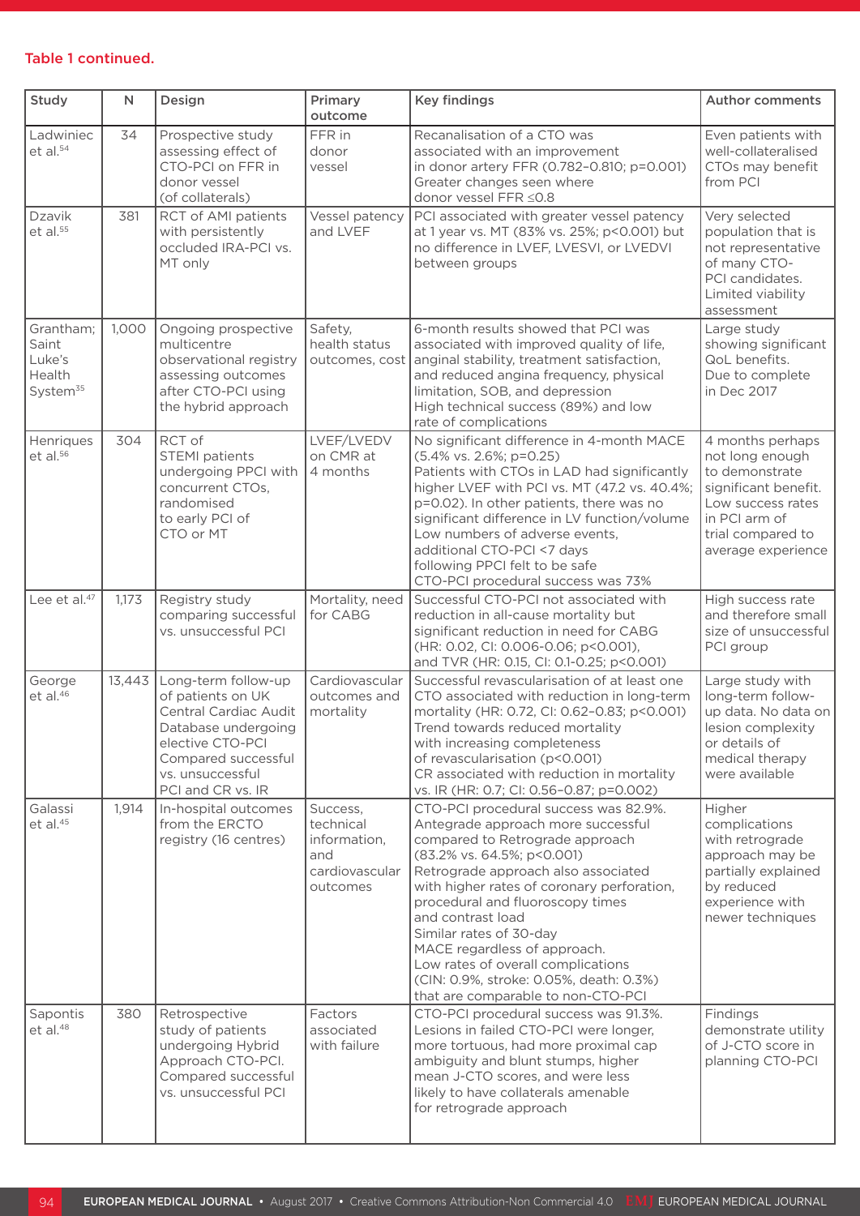**Table 1 continued.**

| Study | N | Design | Primary outcome | Key findings | Author comments |
|---|---|---|---|---|---|
| Ladwiniec et al.[54] | 34 | Prospective study assessing effect of CTO-PCI on FFR in donor vessel (of collaterals) | FFR in donor vessel | Recanalisation of a CTO was associated with an improvement in donor artery FFR (0.782–0.810; p=0.001) Greater changes seen where donor vessel FFR ≤0.8 | Even patients with well-collateralised CTOs may benefit from PCI |
| Dzavik et al.[55] | 381 | RCT of AMI patients with persistently occluded IRA-PCI vs. MT only | Vessel patency and LVEF | PCI associated with greater vessel patency at 1 year vs. MT (83% vs. 25%; p<0.001) but no difference in LVEF, LVESVI, or LVEDVI between groups | Very selected population that is not representative of many CTO-PCI candidates. Limited viability assessment |
| Grantham; Saint Luke's Health System[35] | 1,000 | Ongoing prospective multicentre observational registry assessing outcomes after CTO-PCI using the hybrid approach | Safety, health status outcomes, cost | 6-month results showed that PCI was associated with improved quality of life, anginal stability, treatment satisfaction, and reduced angina frequency, physical limitation, SOB, and depression High technical success (89%) and low rate of complications | Large study showing significant QoL benefits. Due to complete in Dec 2017 |
| Henriques et al.[56] | 304 | RCT of STEMI patients undergoing PPCI with concurrent CTOs, randomised to early PCI of CTO or MT | LVEF/LVEDV on CMR at 4 months | No significant difference in 4-month MACE (5.4% vs. 2.6%; p=0.25) Patients with CTOs in LAD had significantly higher LVEF with PCI vs. MT (47.2 vs. 40.4%; p=0.02). In other patients, there was no significant difference in LV function/volume Low numbers of adverse events, additional CTO-PCI <7 days following PPCI felt to be safe CTO-PCI procedural success was 73% | 4 months perhaps not long enough to demonstrate significant benefit. Low success rates in PCI arm of trial compared to average experience |
| Lee et al.[47] | 1,173 | Registry study comparing successful vs. unsuccessful PCI | Mortality, need for CABG | Successful CTO-PCI not associated with reduction in all-cause mortality but significant reduction in need for CABG (HR: 0.02, CI: 0.006-0.06; p<0.001), and TVR (HR: 0.15, CI: 0.1-0.25; p<0.001) | High success rate and therefore small size of unsuccessful PCI group |
| George et al.[46] | 13,443 | Long-term follow-up of patients on UK Central Cardiac Audit Database undergoing elective CTO-PCI Compared successful vs. unsuccessful PCI and CR vs. IR | Cardiovascular outcomes and mortality | Successful revascularisation of at least one CTO associated with reduction in long-term mortality (HR: 0.72, CI: 0.62–0.83; p<0.001) Trend towards reduced mortality with increasing completeness of revascularisation (p<0.001) CR associated with reduction in mortality vs. IR (HR: 0.7; CI: 0.56–0.87; p=0.002) | Large study with long-term follow-up data. No data on lesion complexity or details of medical therapy were available |
| Galassi et al.[45] | 1,914 | In-hospital outcomes from the ERCTO registry (16 centres) | Success, technical information, and cardiovascular outcomes | CTO-PCI procedural success was 82.9%. Antegrade approach more successful compared to Retrograde approach (83.2% vs. 64.5%; p<0.001) Retrograde approach also associated with higher rates of coronary perforation, procedural and fluoroscopy times and contrast load Similar rates of 30-day MACE regardless of approach. Low rates of overall complications (CIN: 0.9%, stroke: 0.05%, death: 0.3%) that are comparable to non-CTO-PCI | Higher complications with retrograde approach may be partially explained by reduced experience with newer techniques |
| Sapontis et al.[48] | 380 | Retrospective study of patients undergoing Hybrid Approach CTO-PCI. Compared successful vs. unsuccessful PCI | Factors associated with failure | CTO-PCI procedural success was 91.3%. Lesions in failed CTO-PCI were longer, more tortuous, had more proximal cap ambiguity and blunt stumps, higher mean J-CTO scores, and were less likely to have collaterals amenable for retrograde approach | Findings demonstrate utility of J-CTO score in planning CTO-PCI |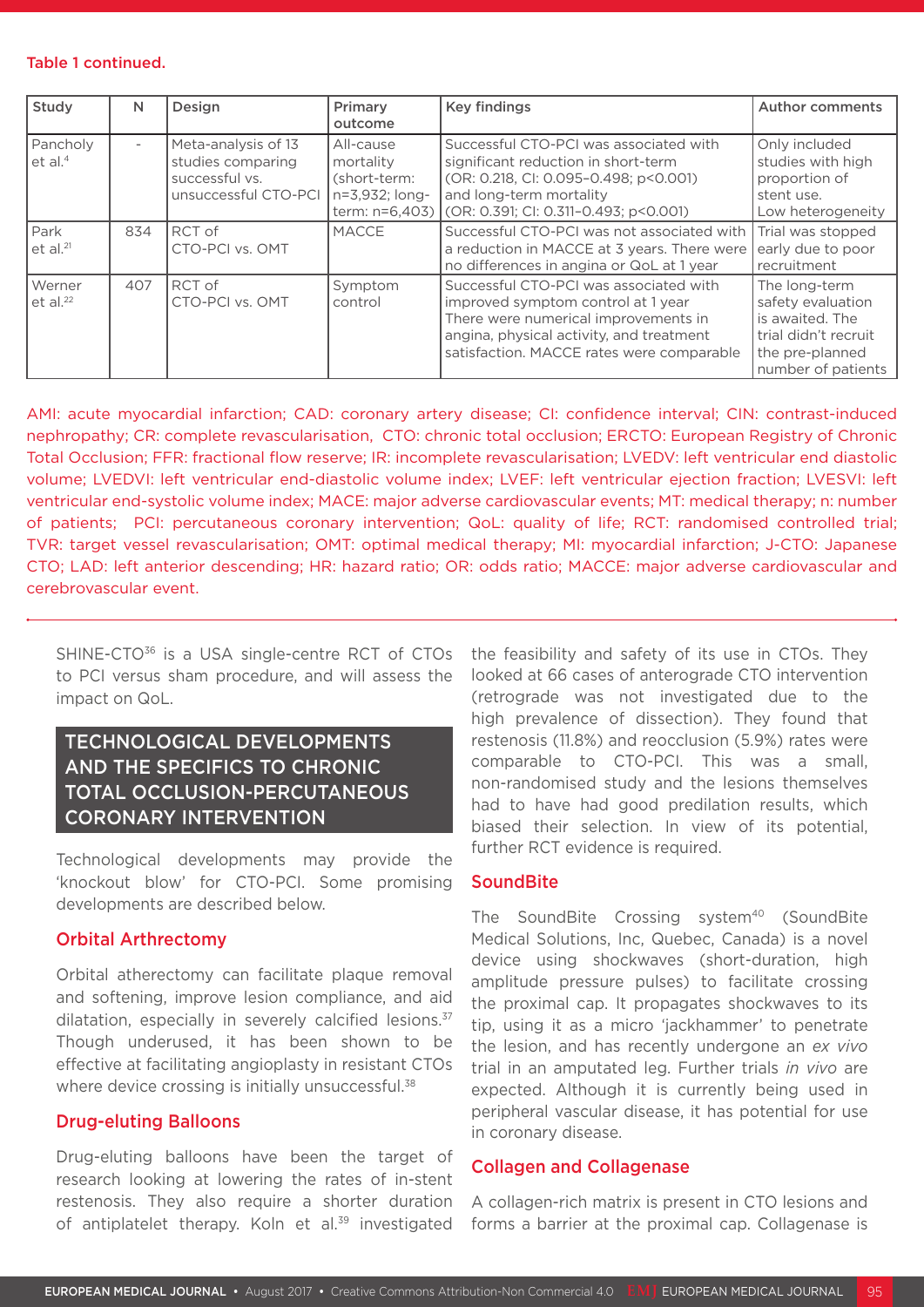**Table 1 continued.**

| Study | N | Design | Primary outcome | Key findings | Author comments |
|---|---|---|---|---|---|
| Pancholy et al.[4] | - | Meta-analysis of 13 studies comparing successful vs. unsuccessful CTO-PCI | All-cause mortality (short-term: n=3,932; long-term: n=6,403) | Successful CTO-PCI was associated with significant reduction in short-term (OR: 0.218, CI: 0.095–0.498; p<0.001) and long-term mortality (OR: 0.391; CI: 0.311–0.493; p<0.001) | Only included studies with high proportion of stent use. Low heterogeneity |
| Park et al.[21] | 834 | RCT of CTO-PCI vs. OMT | MACCE | Successful CTO-PCI was not associated with a reduction in MACCE at 3 years. There were no differences in angina or QoL at 1 year | Trial was stopped early due to poor recruitment |
| Werner et al.[22] | 407 | RCT of CTO-PCI vs. OMT | Symptom control | Successful CTO-PCI was associated with improved symptom control at 1 year There were numerical improvements in angina, physical activity, and treatment satisfaction. MACCE rates were comparable | The long-term safety evaluation is awaited. The trial didn't recruit the pre-planned number of patients |

AMI: acute myocardial infarction; CAD: coronary artery disease; CI: confidence interval; CIN: contrast-induced nephropathy; CR: complete revascularisation, CTO: chronic total occlusion; ERCTO: European Registry of Chronic Total Occlusion; FFR: fractional flow reserve; IR: incomplete revascularisation; LVEDV: left ventricular end diastolic volume; LVEDVI: left ventricular end-diastolic volume index; LVEF: left ventricular ejection fraction; LVESVI: left ventricular end-systolic volume index; MACE: major adverse cardiovascular events; MT: medical therapy; n: number of patients; PCI: percutaneous coronary intervention; QoL: quality of life; RCT: randomised controlled trial; TVR: target vessel revascularisation; OMT: optimal medical therapy; MI: myocardial infarction; J-CTO: Japanese CTO; LAD: left anterior descending; HR: hazard ratio; OR: odds ratio; MACCE: major adverse cardiovascular and cerebrovascular event.

SHINE-CTO[36] is a USA single-centre RCT of CTOs to PCI versus sham procedure, and will assess the impact on QoL.

## TECHNOLOGICAL DEVELOPMENTS AND THE SPECIFICS TO CHRONIC TOTAL OCCLUSION-PERCUTANEOUS CORONARY INTERVENTION

Technological developments may provide the 'knockout blow' for CTO-PCI. Some promising developments are described below.

### Orbital Arthrectomy

Orbital atherectomy can facilitate plaque removal and softening, improve lesion compliance, and aid dilatation, especially in severely calcified lesions.[37] Though underused, it has been shown to be effective at facilitating angioplasty in resistant CTOs where device crossing is initially unsuccessful.[38]

### Drug-eluting Balloons

Drug-eluting balloons have been the target of research looking at lowering the rates of in-stent restenosis. They also require a shorter duration of antiplatelet therapy. Koln et al.[39] investigated the feasibility and safety of its use in CTOs. They looked at 66 cases of anterograde CTO intervention (retrograde was not investigated due to the high prevalence of dissection). They found that restenosis (11.8%) and reocclusion (5.9%) rates were comparable to CTO-PCI. This was a small, non-randomised study and the lesions themselves had to have had good predilation results, which biased their selection. In view of its potential, further RCT evidence is required.

### SoundBite

The SoundBite Crossing system[40] (SoundBite Medical Solutions, Inc, Quebec, Canada) is a novel device using shockwaves (short-duration, high amplitude pressure pulses) to facilitate crossing the proximal cap. It propagates shockwaves to its tip, using it as a micro 'jackhammer' to penetrate the lesion, and has recently undergone an *ex vivo* trial in an amputated leg. Further trials *in vivo* are expected. Although it is currently being used in peripheral vascular disease, it has potential for use in coronary disease.

### Collagen and Collagenase

A collagen-rich matrix is present in CTO lesions and forms a barrier at the proximal cap. Collagenase is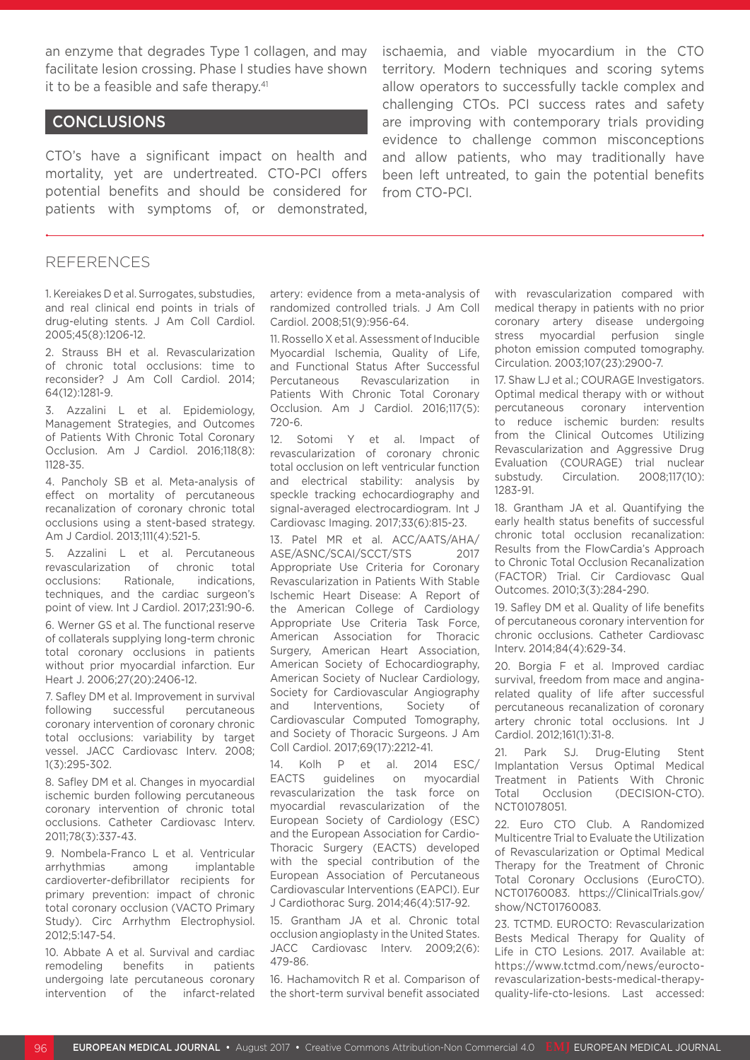an enzyme that degrades Type 1 collagen, and may facilitate lesion crossing. Phase I studies have shown it to be a feasible and safe therapy.[41]

## CONCLUSIONS

CTO's have a significant impact on health and mortality, yet are undertreated. CTO-PCI offers potential benefits and should be considered for patients with symptoms of, or demonstrated, ischaemia, and viable myocardium in the CTO territory. Modern techniques and scoring sytems allow operators to successfully tackle complex and challenging CTOs. PCI success rates and safety are improving with contemporary trials providing evidence to challenge common misconceptions and allow patients, who may traditionally have been left untreated, to gain the potential benefits from CTO-PCI.

## REFERENCES

1. Kereiakes D et al. Surrogates, substudies, and real clinical end points in trials of drug-eluting stents. J Am Coll Cardiol. 2005;45(8):1206-12.

2. Strauss BH et al. Revascularization of chronic total occlusions: time to reconsider? J Am Coll Cardiol. 2014; 64(12):1281-9.

3. Azzalini L et al. Epidemiology, Management Strategies, and Outcomes of Patients With Chronic Total Coronary Occlusion. Am J Cardiol. 2016;118(8): 1128-35.

4. Pancholy SB et al. Meta-analysis of effect on mortality of percutaneous recanalization of coronary chronic total occlusions using a stent-based strategy. Am J Cardiol. 2013;111(4):521-5.

5. Azzalini L et al. Percutaneous revascularization of chronic total occlusions: Rationale, indications, techniques, and the cardiac surgeon's point of view. Int J Cardiol. 2017;231:90-6.

6. Werner GS et al. The functional reserve of collaterals supplying long-term chronic total coronary occlusions in patients without prior myocardial infarction. Eur Heart J. 2006;27(20):2406-12.

7. Safley DM et al. Improvement in survival following successful percutaneous coronary intervention of coronary chronic total occlusions: variability by target vessel. JACC Cardiovasc Interv. 2008; 1(3):295-302.

8. Safley DM et al. Changes in myocardial ischemic burden following percutaneous coronary intervention of chronic total occlusions. Catheter Cardiovasc Interv. 2011;78(3):337-43.

9. Nombela-Franco L et al. Ventricular arrhythmias among implantable cardioverter-defibrillator recipients for primary prevention: impact of chronic total coronary occlusion (VACTO Primary Study). Circ Arrhythm Electrophysiol. 2012;5:147-54.

10. Abbate A et al. Survival and cardiac remodeling benefits in patients undergoing late percutaneous coronary intervention of the infarct-related artery: evidence from a meta-analysis of randomized controlled trials. J Am Coll Cardiol. 2008;51(9):956-64.

11. Rossello X et al. Assessment of Inducible Myocardial Ischemia, Quality of Life, and Functional Status After Successful Percutaneous Revascularization in Patients With Chronic Total Coronary Occlusion. Am J Cardiol. 2016;117(5): 720-6.

12. Sotomi Y et al. Impact of revascularization of coronary chronic total occlusion on left ventricular function and electrical stability: analysis by speckle tracking echocardiography and signal-averaged electrocardiogram. Int J Cardiovasc Imaging. 2017;33(6):815-23.

13. Patel MR et al. ACC/AATS/AHA/ASE/ASNC/SCAI/SCCT/STS 2017 Appropriate Use Criteria for Coronary Revascularization in Patients With Stable Ischemic Heart Disease: A Report of the American College of Cardiology Appropriate Use Criteria Task Force, American Association for Thoracic Surgery, American Heart Association, American Society of Echocardiography, American Society of Nuclear Cardiology, Society for Cardiovascular Angiography and Interventions, Society of Cardiovascular Computed Tomography, and Society of Thoracic Surgeons. J Am Coll Cardiol. 2017;69(17):2212-41.

14. Kolh P et al. 2014 ESC/EACTS guidelines on myocardial revascularization the task force on myocardial revascularization of the European Society of Cardiology (ESC) and the European Association for Cardio-Thoracic Surgery (EACTS) developed with the special contribution of the European Association of Percutaneous Cardiovascular Interventions (EAPCI). Eur J Cardiothorac Surg. 2014;46(4):517-92.

15. Grantham JA et al. Chronic total occlusion angioplasty in the United States. JACC Cardiovasc Interv. 2009;2(6): 479-86.

16. Hachamovitch R et al. Comparison of the short-term survival benefit associated with revascularization compared with medical therapy in patients with no prior coronary artery disease undergoing stress myocardial perfusion single photon emission computed tomography. Circulation. 2003;107(23):2900-7.

17. Shaw LJ et al.; COURAGE Investigators. Optimal medical therapy with or without percutaneous coronary intervention to reduce ischemic burden: results from the Clinical Outcomes Utilizing Revascularization and Aggressive Drug Evaluation (COURAGE) trial nuclear substudy. Circulation. 2008;117(10): 1283-91.

18. Grantham JA et al. Quantifying the early health status benefits of successful chronic total occlusion recanalization: Results from the FlowCardia's Approach to Chronic Total Occlusion Recanalization (FACTOR) Trial. Cir Cardiovasc Qual Outcomes. 2010;3(3):284-290.

19. Safley DM et al. Quality of life benefits of percutaneous coronary intervention for chronic occlusions. Catheter Cardiovasc Interv. 2014;84(4):629-34.

20. Borgia F et al. Improved cardiac survival, freedom from mace and angina-related quality of life after successful percutaneous recanalization of coronary artery chronic total occlusions. Int J Cardiol. 2012;161(1):31-8.

21. Park SJ. Drug-Eluting Stent Implantation Versus Optimal Medical Treatment in Patients With Chronic Total Occlusion (DECISION-CTO). NCT01078051.

22. Euro CTO Club. A Randomized Multicentre Trial to Evaluate the Utilization of Revascularization or Optimal Medical Therapy for the Treatment of Chronic Total Coronary Occlusions (EuroCTO). NCT01760083. https://ClinicalTrials.gov/show/NCT01760083.

23. TCTMD. EUROCTO: Revascularization Bests Medical Therapy for Quality of Life in CTO Lesions. 2017. Available at: https://www.tctmd.com/news/eurocto-revascularization-bests-medical-therapy-quality-life-cto-lesions. Last accessed: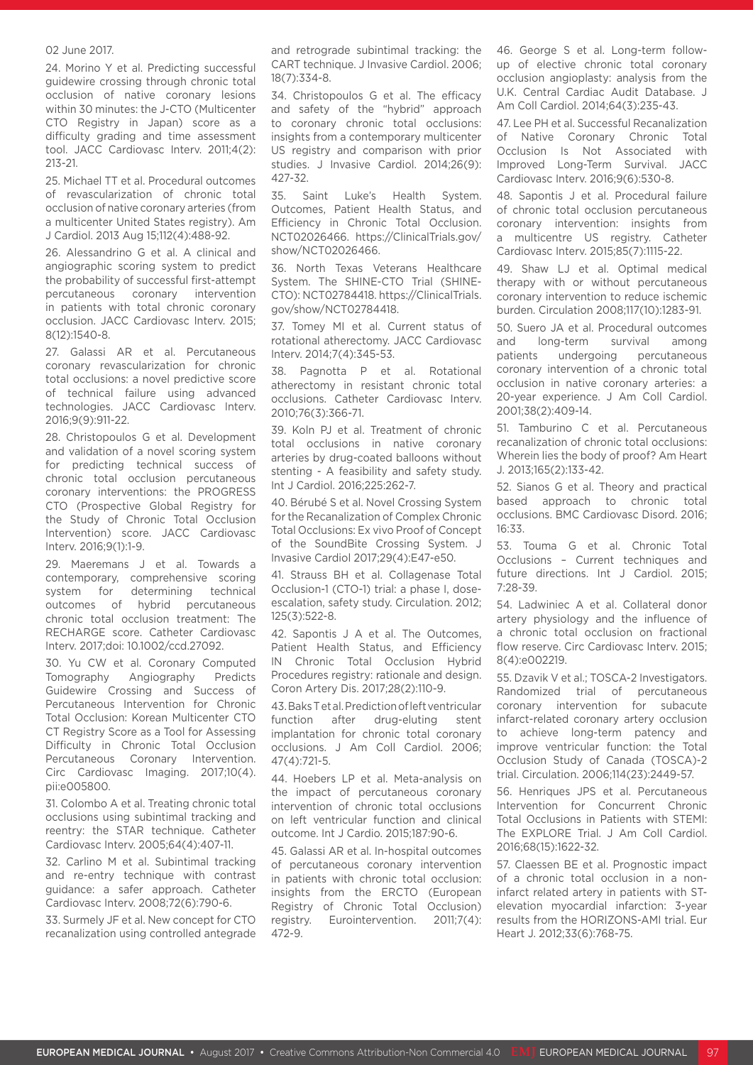02 June 2017.

24. Morino Y et al. Predicting successful guidewire crossing through chronic total occlusion of native coronary lesions within 30 minutes: the J-CTO (Multicenter CTO Registry in Japan) score as a difficulty grading and time assessment tool. JACC Cardiovasc Interv. 2011;4(2): 213-21.

25. Michael TT et al. Procedural outcomes of revascularization of chronic total occlusion of native coronary arteries (from a multicenter United States registry). Am J Cardiol. 2013 Aug 15;112(4):488-92.

26. Alessandrino G et al. A clinical and angiographic scoring system to predict the probability of successful first-attempt percutaneous coronary intervention in patients with total chronic coronary occlusion. JACC Cardiovasc Interv. 2015; 8(12):1540-8.

27. Galassi AR et al. Percutaneous coronary revascularization for chronic total occlusions: a novel predictive score of technical failure using advanced technologies. JACC Cardiovasc Interv. 2016;9(9):911-22.

28. Christopoulos G et al. Development and validation of a novel scoring system for predicting technical success of chronic total occlusion percutaneous coronary interventions: the PROGRESS CTO (Prospective Global Registry for the Study of Chronic Total Occlusion Intervention) score. JACC Cardiovasc Interv. 2016;9(1):1-9.

29. Maeremans J et al. Towards a contemporary, comprehensive scoring system for determining technical outcomes of hybrid percutaneous chronic total occlusion treatment: The RECHARGE score. Catheter Cardiovasc Interv. 2017;doi: 10.1002/ccd.27092.

30. Yu CW et al. Coronary Computed Tomography Angiography Predicts Guidewire Crossing and Success of Percutaneous Intervention for Chronic Total Occlusion: Korean Multicenter CTO CT Registry Score as a Tool for Assessing Difficulty in Chronic Total Occlusion Percutaneous Coronary Intervention. Circ Cardiovasc Imaging. 2017;10(4). pii:e005800.

31. Colombo A et al. Treating chronic total occlusions using subintimal tracking and reentry: the STAR technique. Catheter Cardiovasc Interv. 2005;64(4):407-11.

32. Carlino M et al. Subintimal tracking and re-entry technique with contrast guidance: a safer approach. Catheter Cardiovasc Interv. 2008;72(6):790-6.

33. Surmely JF et al. New concept for CTO recanalization using controlled antegrade and retrograde subintimal tracking: the CART technique. J Invasive Cardiol. 2006; 18(7):334-8.

34. Christopoulos G et al. The efficacy and safety of the "hybrid" approach to coronary chronic total occlusions: insights from a contemporary multicenter US registry and comparison with prior studies. J Invasive Cardiol. 2014;26(9): 427-32.

35. Saint Luke's Health System. Outcomes, Patient Health Status, and Efficiency in Chronic Total Occlusion. NCT02026466. https://ClinicalTrials.gov/show/NCT02026466.

36. North Texas Veterans Healthcare System. The SHINE-CTO Trial (SHINE-CTO): NCT02784418. https://ClinicalTrials.gov/show/NCT02784418.

37. Tomey MI et al. Current status of rotational atherectomy. JACC Cardiovasc Interv. 2014;7(4):345-53.

38. Pagnotta P et al. Rotational atherectomy in resistant chronic total occlusions. Catheter Cardiovasc Interv. 2010;76(3):366-71.

39. Koln PJ et al. Treatment of chronic total occlusions in native coronary arteries by drug-coated balloons without stenting - A feasibility and safety study. Int J Cardiol. 2016;225:262-7.

40. Bérubé S et al. Novel Crossing System for the Recanalization of Complex Chronic Total Occlusions: Ex vivo Proof of Concept of the SoundBite Crossing System. J Invasive Cardiol 2017;29(4):E47-e50.

41. Strauss BH et al. Collagenase Total Occlusion-1 (CTO-1) trial: a phase I, dose-escalation, safety study. Circulation. 2012; 125(3):522-8.

42. Sapontis J A et al. The Outcomes, Patient Health Status, and Efficiency IN Chronic Total Occlusion Hybrid Procedures registry: rationale and design. Coron Artery Dis. 2017;28(2):110-9.

43. Baks T et al. Prediction of left ventricular function after drug-eluting stent implantation for chronic total coronary occlusions. J Am Coll Cardiol. 2006; 47(4):721-5.

44. Hoebers LP et al. Meta-analysis on the impact of percutaneous coronary intervention of chronic total occlusions on left ventricular function and clinical outcome. Int J Cardio. 2015;187:90-6.

45. Galassi AR et al. In-hospital outcomes of percutaneous coronary intervention in patients with chronic total occlusion: insights from the ERCTO (European Registry of Chronic Total Occlusion) registry. Eurointervention. 2011;7(4): 472-9.

46. George S et al. Long-term follow-up of elective chronic total coronary occlusion angioplasty: analysis from the U.K. Central Cardiac Audit Database. J Am Coll Cardiol. 2014;64(3):235-43.

47. Lee PH et al. Successful Recanalization of Native Coronary Chronic Total Occlusion Is Not Associated with Improved Long-Term Survival. JACC Cardiovasc Interv. 2016;9(6):530-8.

48. Sapontis J et al. Procedural failure of chronic total occlusion percutaneous coronary intervention: insights from a multicentre US registry. Catheter Cardiovasc Interv. 2015;85(7):1115-22.

49. Shaw LJ et al. Optimal medical therapy with or without percutaneous coronary intervention to reduce ischemic burden. Circulation 2008;117(10):1283-91.

50. Suero JA et al. Procedural outcomes and long-term survival among patients undergoing percutaneous coronary intervention of a chronic total occlusion in native coronary arteries: a 20-year experience. J Am Coll Cardiol. 2001;38(2):409-14.

51. Tamburino C et al. Percutaneous recanalization of chronic total occlusions: Wherein lies the body of proof? Am Heart J. 2013;165(2):133-42.

52. Sianos G et al. Theory and practical based approach to chronic total occlusions. BMC Cardiovasc Disord. 2016; 16:33.

53. Touma G et al. Chronic Total Occlusions – Current techniques and future directions. Int J Cardiol. 2015; 7:28-39.

54. Ladwiniec A et al. Collateral donor artery physiology and the influence of a chronic total occlusion on fractional flow reserve. Circ Cardiovasc Interv. 2015; 8(4):e002219.

55. Dzavik V et al.; TOSCA-2 Investigators. Randomized trial of percutaneous coronary intervention for subacute infarct-related coronary artery occlusion to achieve long-term patency and improve ventricular function: the Total Occlusion Study of Canada (TOSCA)-2 trial. Circulation. 2006;114(23):2449-57.

56. Henriques JPS et al. Percutaneous Intervention for Concurrent Chronic Total Occlusions in Patients with STEMI: The EXPLORE Trial. J Am Coll Cardiol. 2016;68(15):1622-32.

57. Claessen BE et al. Prognostic impact of a chronic total occlusion in a non-infarct related artery in patients with ST-elevation myocardial infarction: 3-year results from the HORIZONS-AMI trial. Eur Heart J. 2012;33(6):768-75.